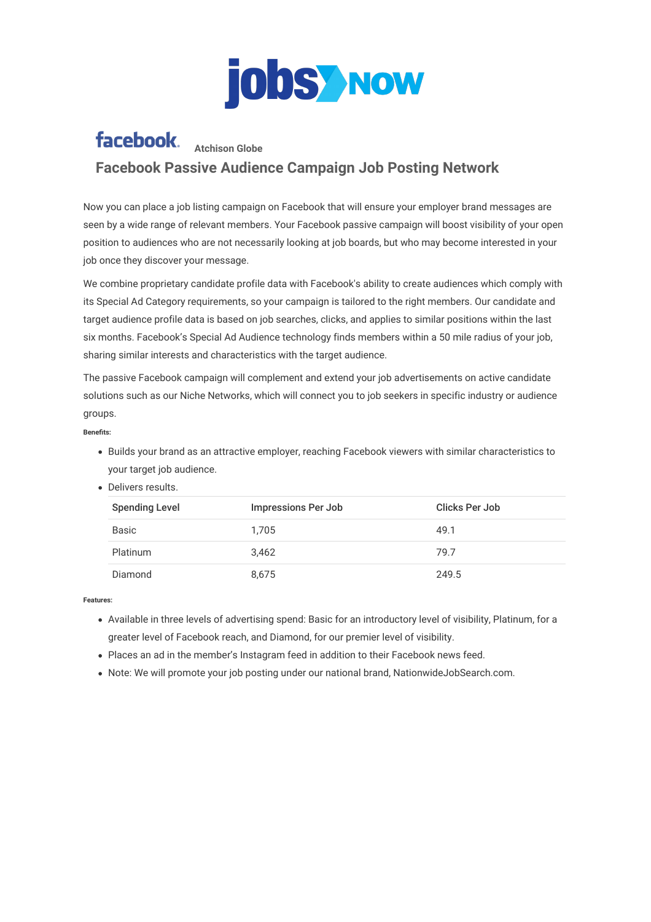# jobsNOW

facebook. **Atchison Globe**

## Facebook Passive Audience Campaign Job Posting Network

Now you can place a job listing campaign on Facebook that will ensure your employer brand messages are seen by a wide range of relevant members. Your Facebook passive campaign will boost visibility of your open position to audiences who are not necessarily looking at job boards, but who may become interested in your job once they discover your message.

We combine proprietary candidate profile data with Facebook's ability to create audiences which comply with its Special Ad Category requirements, so your campaign is tailored to the right members. Our candidate and target audience profile data is based on job searches, clicks, and applies to similar positions within the last six months. Facebook's Special Ad Audience technology finds members within a 50 mile radius of your job, sharing similar interests and characteristics with the target audience.

The passive Facebook campaign will complement and extend your job advertisements on active candidate solutions such as our Niche Networks, which will connect you to job seekers in specific industry or audience groups.

**Benefits:**

- Builds your brand as an attractive employer, reaching Facebook viewers with similar characteristics to your target job audience.
- Delivers results.

| Spending Level | Impressions Per Job | Clicks Per Job |
|---|---|---|
| Basic | 1,705 | 49.1 |
| Platinum | 3,462 | 79.7 |
| Diamond | 8,675 | 249.5 |

**Features:**

- Available in three levels of advertising spend: Basic for an introductory level of visibility, Platinum, for a greater level of Facebook reach, and Diamond, for our premier level of visibility.
- Places an ad in the member's Instagram feed in addition to their Facebook news feed.
- Note: We will promote your job posting under our national brand, NationwideJobSearch.com.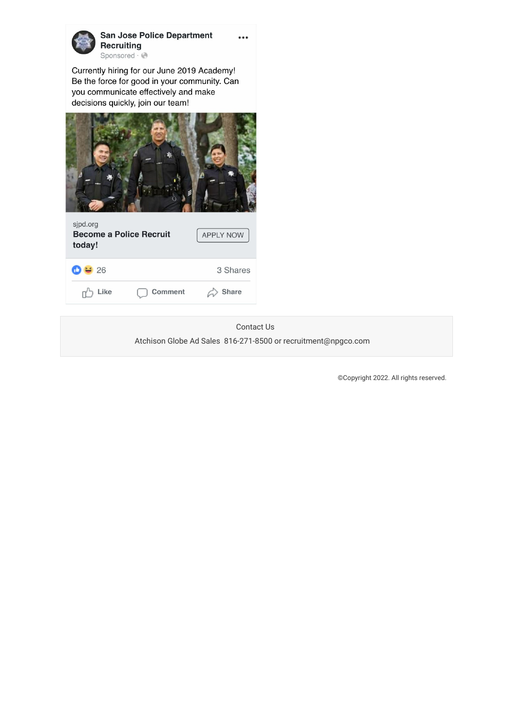**San Jose Police Department Recruiting**
Sponsored

Currently hiring for our June 2019 Academy! Be the force for good in your community. Can you communicate effectively and make decisions quickly, join our team!

sjpd.org
**Become a Police Recruit today!**

APPLY NOW

26 · 3 Shares

Like · Comment · Share

Contact Us

Atchison Globe Ad Sales 816-271-8500 or recruitment@npgco.com

©Copyright 2022. All rights reserved.